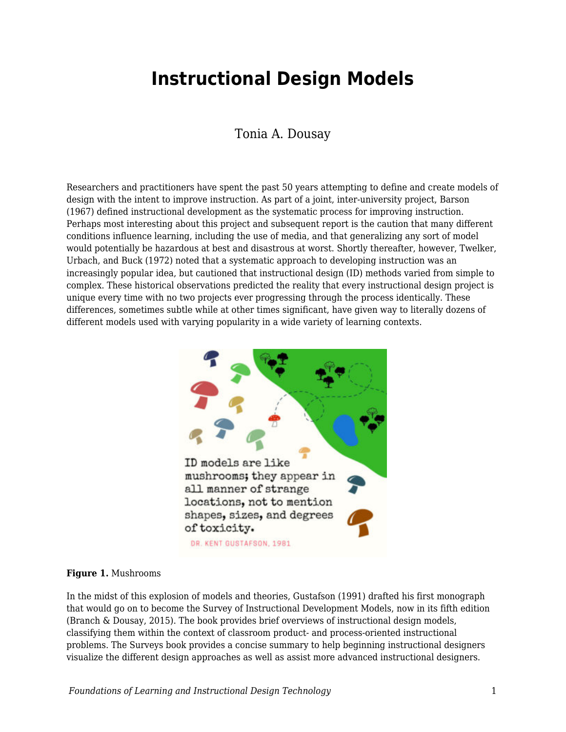# Instructional Design Models

Tonia A. Dousay

Researchers and practitioners have spent the past 50 years attempting to define and create models of design with the intent to improve instruction. As part of a joint, inter-university project, Barson (1967) defined instructional development as the systematic process for improving instruction. Perhaps most interesting about this project and subsequent report is the caution that many different conditions influence learning, including the use of media, and that generalizing any sort of model would potentially be hazardous at best and disastrous at worst. Shortly thereafter, however, Twelker, Urbach, and Buck (1972) noted that a systematic approach to developing instruction was an increasingly popular idea, but cautioned that instructional design (ID) methods varied from simple to complex. These historical observations predicted the reality that every instructional design project is unique every time with no two projects ever progressing through the process identically. These differences, sometimes subtle while at other times significant, have given way to literally dozens of different models used with varying popularity in a wide variety of learning contexts.

**Figure 1.** Mushrooms

In the midst of this explosion of models and theories, Gustafson (1991) drafted his first monograph that would go on to become the Survey of Instructional Development Models, now in its fifth edition (Branch & Dousay, 2015). The book provides brief overviews of instructional design models, classifying them within the context of classroom product- and process-oriented instructional problems. The Surveys book provides a concise summary to help beginning instructional designers visualize the different design approaches as well as assist more advanced instructional designers.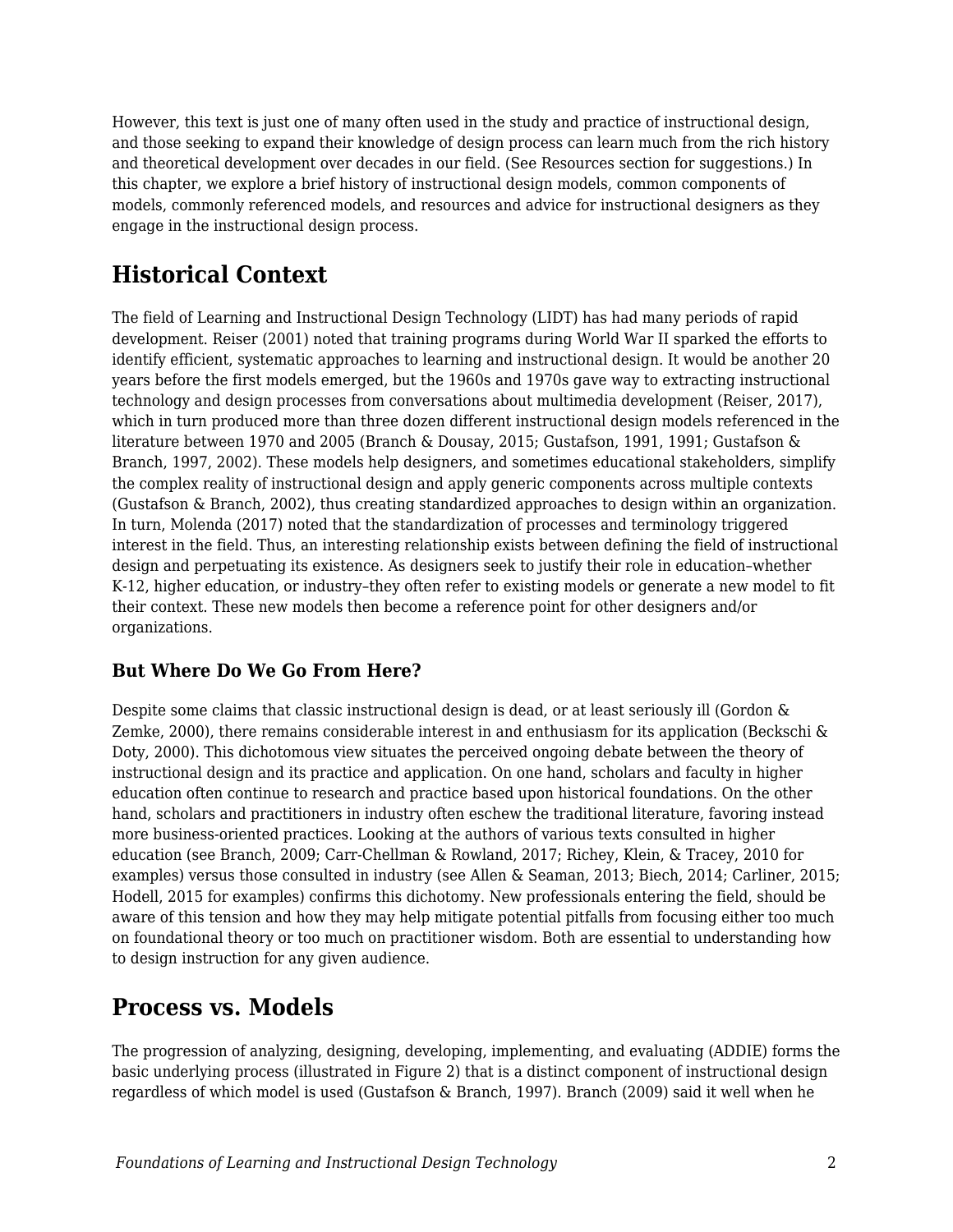However, this text is just one of many often used in the study and practice of instructional design, and those seeking to expand their knowledge of design process can learn much from the rich history and theoretical development over decades in our field. (See Resources section for suggestions.) In this chapter, we explore a brief history of instructional design models, common components of models, commonly referenced models, and resources and advice for instructional designers as they engage in the instructional design process.

## Historical Context

The field of Learning and Instructional Design Technology (LIDT) has had many periods of rapid development. Reiser (2001) noted that training programs during World War II sparked the efforts to identify efficient, systematic approaches to learning and instructional design. It would be another 20 years before the first models emerged, but the 1960s and 1970s gave way to extracting instructional technology and design processes from conversations about multimedia development (Reiser, 2017), which in turn produced more than three dozen different instructional design models referenced in the literature between 1970 and 2005 (Branch & Dousay, 2015; Gustafson, 1991, 1991; Gustafson & Branch, 1997, 2002). These models help designers, and sometimes educational stakeholders, simplify the complex reality of instructional design and apply generic components across multiple contexts (Gustafson & Branch, 2002), thus creating standardized approaches to design within an organization. In turn, Molenda (2017) noted that the standardization of processes and terminology triggered interest in the field. Thus, an interesting relationship exists between defining the field of instructional design and perpetuating its existence. As designers seek to justify their role in education–whether K-12, higher education, or industry–they often refer to existing models or generate a new model to fit their context. These new models then become a reference point for other designers and/or organizations.

### But Where Do We Go From Here?

Despite some claims that classic instructional design is dead, or at least seriously ill (Gordon & Zemke, 2000), there remains considerable interest in and enthusiasm for its application (Beckschi & Doty, 2000). This dichotomous view situates the perceived ongoing debate between the theory of instructional design and its practice and application. On one hand, scholars and faculty in higher education often continue to research and practice based upon historical foundations. On the other hand, scholars and practitioners in industry often eschew the traditional literature, favoring instead more business-oriented practices. Looking at the authors of various texts consulted in higher education (see Branch, 2009; Carr-Chellman & Rowland, 2017; Richey, Klein, & Tracey, 2010 for examples) versus those consulted in industry (see Allen & Seaman, 2013; Biech, 2014; Carliner, 2015; Hodell, 2015 for examples) confirms this dichotomy. New professionals entering the field, should be aware of this tension and how they may help mitigate potential pitfalls from focusing either too much on foundational theory or too much on practitioner wisdom. Both are essential to understanding how to design instruction for any given audience.

## Process vs. Models

The progression of analyzing, designing, developing, implementing, and evaluating (ADDIE) forms the basic underlying process (illustrated in Figure 2) that is a distinct component of instructional design regardless of which model is used (Gustafson & Branch, 1997). Branch (2009) said it well when he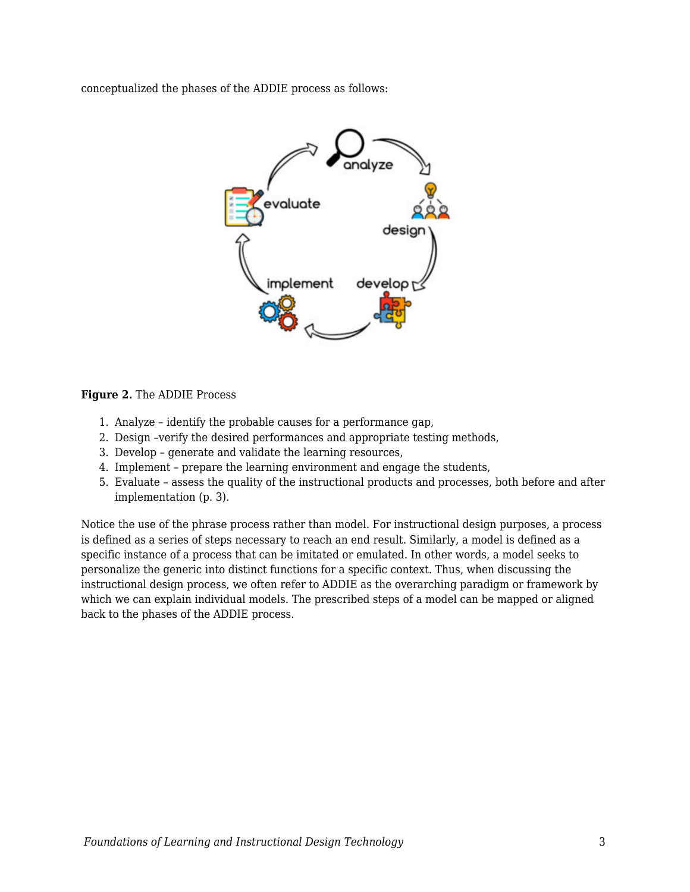conceptualized the phases of the ADDIE process as follows:

**Figure 2.** The ADDIE Process

1. Analyze – identify the probable causes for a performance gap,
2. Design –verify the desired performances and appropriate testing methods,
3. Develop – generate and validate the learning resources,
4. Implement – prepare the learning environment and engage the students,
5. Evaluate – assess the quality of the instructional products and processes, both before and after implementation (p. 3).

Notice the use of the phrase process rather than model. For instructional design purposes, a process is defined as a series of steps necessary to reach an end result. Similarly, a model is defined as a specific instance of a process that can be imitated or emulated. In other words, a model seeks to personalize the generic into distinct functions for a specific context. Thus, when discussing the instructional design process, we often refer to ADDIE as the overarching paradigm or framework by which we can explain individual models. The prescribed steps of a model can be mapped or aligned back to the phases of the ADDIE process.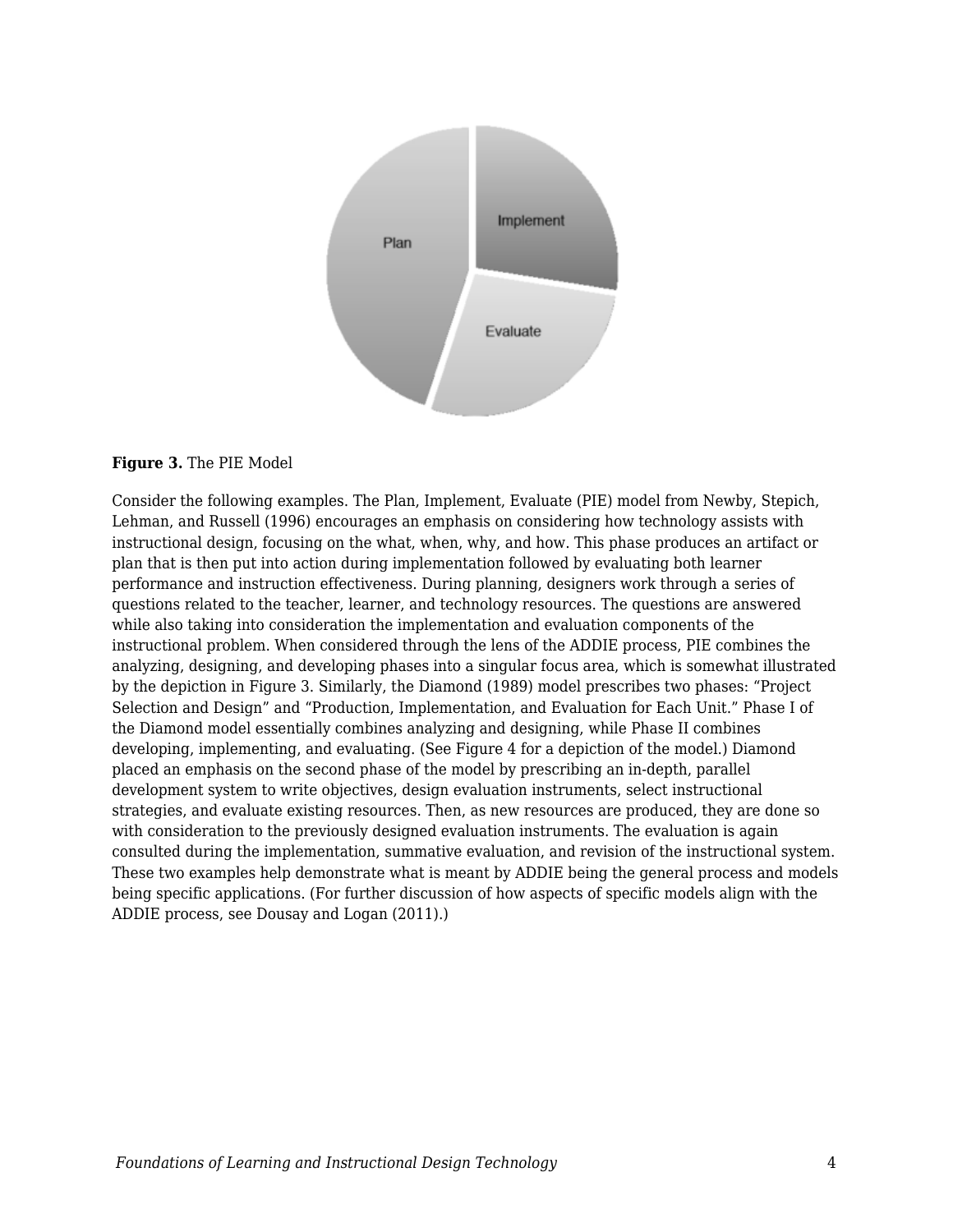**Figure 3.** The PIE Model

Consider the following examples. The Plan, Implement, Evaluate (PIE) model from Newby, Stepich, Lehman, and Russell (1996) encourages an emphasis on considering how technology assists with instructional design, focusing on the what, when, why, and how. This phase produces an artifact or plan that is then put into action during implementation followed by evaluating both learner performance and instruction effectiveness. During planning, designers work through a series of questions related to the teacher, learner, and technology resources. The questions are answered while also taking into consideration the implementation and evaluation components of the instructional problem. When considered through the lens of the ADDIE process, PIE combines the analyzing, designing, and developing phases into a singular focus area, which is somewhat illustrated by the depiction in Figure 3. Similarly, the Diamond (1989) model prescribes two phases: "Project Selection and Design" and "Production, Implementation, and Evaluation for Each Unit." Phase I of the Diamond model essentially combines analyzing and designing, while Phase II combines developing, implementing, and evaluating. (See Figure 4 for a depiction of the model.) Diamond placed an emphasis on the second phase of the model by prescribing an in-depth, parallel development system to write objectives, design evaluation instruments, select instructional strategies, and evaluate existing resources. Then, as new resources are produced, they are done so with consideration to the previously designed evaluation instruments. The evaluation is again consulted during the implementation, summative evaluation, and revision of the instructional system. These two examples help demonstrate what is meant by ADDIE being the general process and models being specific applications. (For further discussion of how aspects of specific models align with the ADDIE process, see Dousay and Logan (2011).)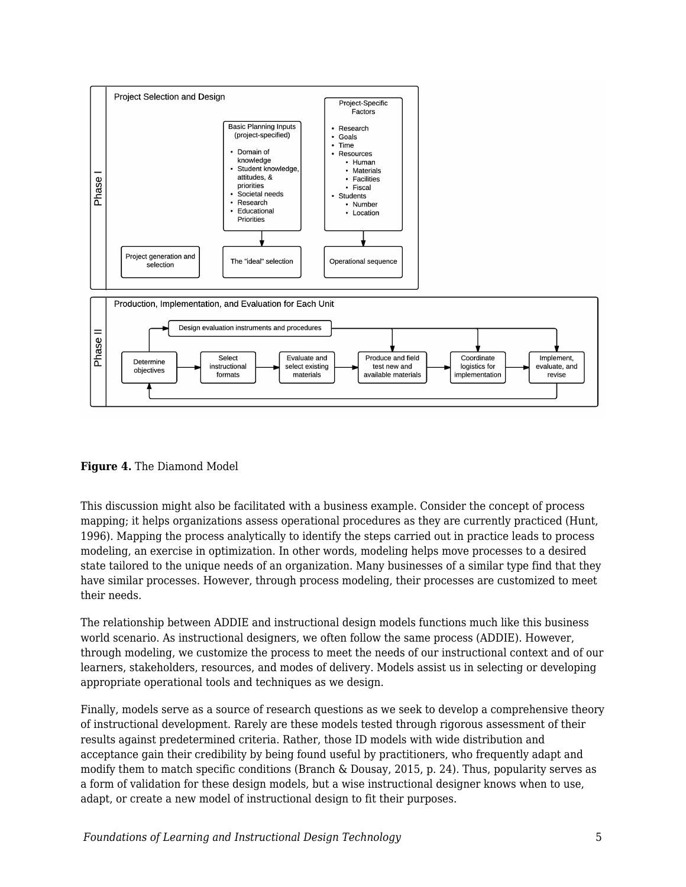**Figure 4.** The Diamond Model

This discussion might also be facilitated with a business example. Consider the concept of process mapping; it helps organizations assess operational procedures as they are currently practiced (Hunt, 1996). Mapping the process analytically to identify the steps carried out in practice leads to process modeling, an exercise in optimization. In other words, modeling helps move processes to a desired state tailored to the unique needs of an organization. Many businesses of a similar type find that they have similar processes. However, through process modeling, their processes are customized to meet their needs.

The relationship between ADDIE and instructional design models functions much like this business world scenario. As instructional designers, we often follow the same process (ADDIE). However, through modeling, we customize the process to meet the needs of our instructional context and of our learners, stakeholders, resources, and modes of delivery. Models assist us in selecting or developing appropriate operational tools and techniques as we design.

Finally, models serve as a source of research questions as we seek to develop a comprehensive theory of instructional development. Rarely are these models tested through rigorous assessment of their results against predetermined criteria. Rather, those ID models with wide distribution and acceptance gain their credibility by being found useful by practitioners, who frequently adapt and modify them to match specific conditions (Branch & Dousay, 2015, p. 24). Thus, popularity serves as a form of validation for these design models, but a wise instructional designer knows when to use, adapt, or create a new model of instructional design to fit their purposes.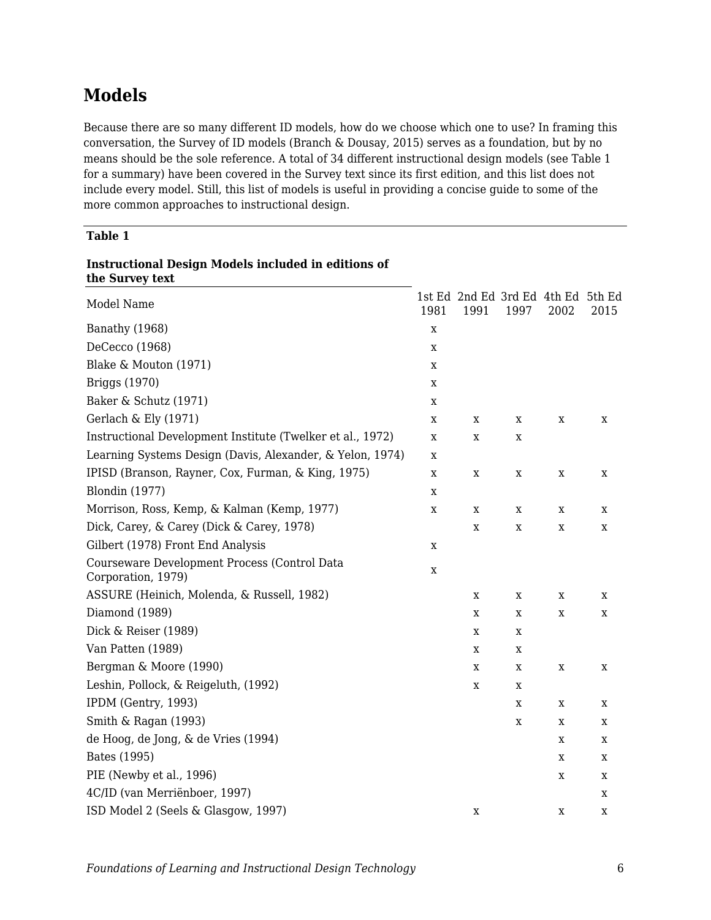## Models

Because there are so many different ID models, how do we choose which one to use? In framing this conversation, the Survey of ID models (Branch & Dousay, 2015) serves as a foundation, but by no means should be the sole reference. A total of 34 different instructional design models (see Table 1 for a summary) have been covered in the Survey text since its first edition, and this list does not include every model. Still, this list of models is useful in providing a concise guide to some of the more common approaches to instructional design.

**Table 1**

**Instructional Design Models included in editions of the Survey text**

| Model Name | 1st Ed 1981 | 2nd Ed 1991 | 3rd Ed 1997 | 4th Ed 2002 | 5th Ed 2015 |
|---|---|---|---|---|---|
| Banathy (1968) | x | | | | |
| DeCecco (1968) | x | | | | |
| Blake & Mouton (1971) | x | | | | |
| Briggs (1970) | x | | | | |
| Baker & Schutz (1971) | x | | | | |
| Gerlach & Ely (1971) | x | x | x | x | x |
| Instructional Development Institute (Twelker et al., 1972) | x | x | x | | |
| Learning Systems Design (Davis, Alexander, & Yelon, 1974) | x | | | | |
| IPISD (Branson, Rayner, Cox, Furman, & King, 1975) | x | x | x | x | x |
| Blondin (1977) | x | | | | |
| Morrison, Ross, Kemp, & Kalman (Kemp, 1977) | x | x | x | x | x |
| Dick, Carey, & Carey (Dick & Carey, 1978) | | x | x | x | x |
| Gilbert (1978) Front End Analysis | x | | | | |
| Courseware Development Process (Control Data Corporation, 1979) | x | | | | |
| ASSURE (Heinich, Molenda, & Russell, 1982) | | x | x | x | x |
| Diamond (1989) | | x | x | x | x |
| Dick & Reiser (1989) | | x | x | | |
| Van Patten (1989) | | x | x | | |
| Bergman & Moore (1990) | | x | x | x | x |
| Leshin, Pollock, & Reigeluth, (1992) | | x | x | | |
| IPDM (Gentry, 1993) | | | x | x | x |
| Smith & Ragan (1993) | | | x | x | x |
| de Hoog, de Jong, & de Vries (1994) | | | | x | x |
| Bates (1995) | | | | x | x |
| PIE (Newby et al., 1996) | | | | x | x |
| 4C/ID (van Merriënboer, 1997) | | | | | x |
| ISD Model 2 (Seels & Glasgow, 1997) | | x | | x | x |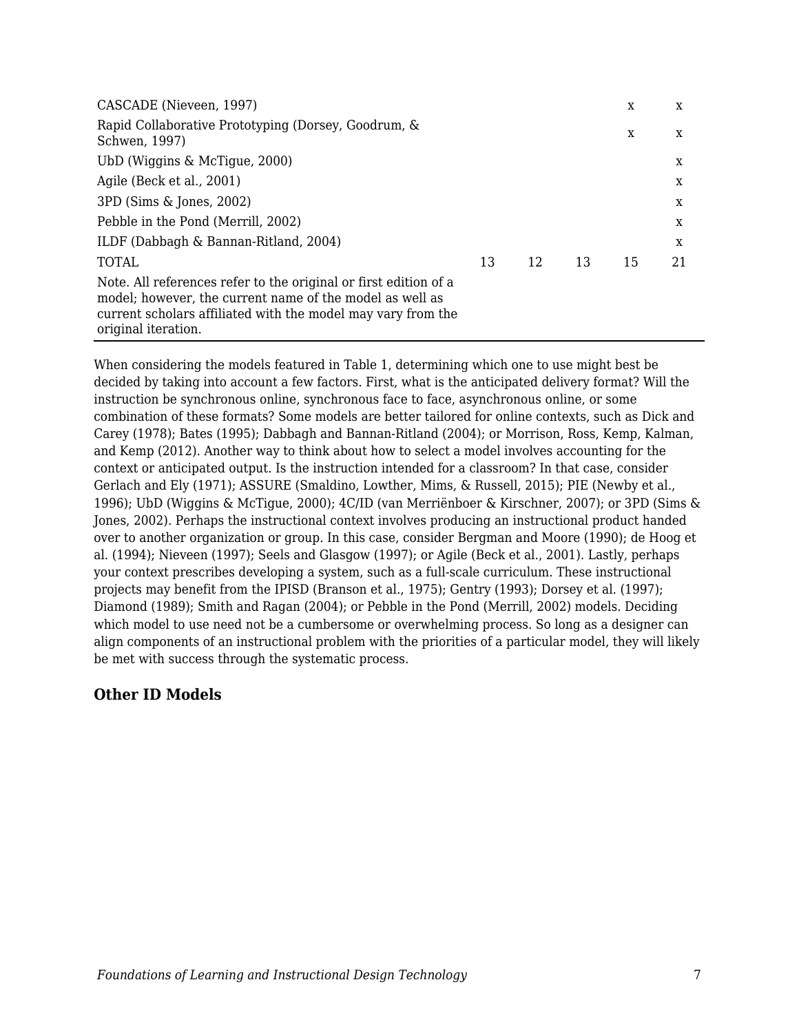| | | | | | |
|---|---|---|---|---|---|
| CASCADE (Nieveen, 1997) | | | | x | x |
| Rapid Collaborative Prototyping (Dorsey, Goodrum, & Schwen, 1997) | | | | x | x |
| UbD (Wiggins & McTigue, 2000) | | | | | x |
| Agile (Beck et al., 2001) | | | | | x |
| 3PD (Sims & Jones, 2002) | | | | | x |
| Pebble in the Pond (Merrill, 2002) | | | | | x |
| ILDF (Dabbagh & Bannan-Ritland, 2004) | | | | | x |
| TOTAL | 13 | 12 | 13 | 15 | 21 |

Note. All references refer to the original or first edition of a model; however, the current name of the model as well as current scholars affiliated with the model may vary from the original iteration.

When considering the models featured in Table 1, determining which one to use might best be decided by taking into account a few factors. First, what is the anticipated delivery format? Will the instruction be synchronous online, synchronous face to face, asynchronous online, or some combination of these formats? Some models are better tailored for online contexts, such as Dick and Carey (1978); Bates (1995); Dabbagh and Bannan-Ritland (2004); or Morrison, Ross, Kemp, Kalman, and Kemp (2012). Another way to think about how to select a model involves accounting for the context or anticipated output. Is the instruction intended for a classroom? In that case, consider Gerlach and Ely (1971); ASSURE (Smaldino, Lowther, Mims, & Russell, 2015); PIE (Newby et al., 1996); UbD (Wiggins & McTigue, 2000); 4C/ID (van Merriënboer & Kirschner, 2007); or 3PD (Sims & Jones, 2002). Perhaps the instructional context involves producing an instructional product handed over to another organization or group. In this case, consider Bergman and Moore (1990); de Hoog et al. (1994); Nieveen (1997); Seels and Glasgow (1997); or Agile (Beck et al., 2001). Lastly, perhaps your context prescribes developing a system, such as a full-scale curriculum. These instructional projects may benefit from the IPISD (Branson et al., 1975); Gentry (1993); Dorsey et al. (1997); Diamond (1989); Smith and Ragan (2004); or Pebble in the Pond (Merrill, 2002) models. Deciding which model to use need not be a cumbersome or overwhelming process. So long as a designer can align components of an instructional problem with the priorities of a particular model, they will likely be met with success through the systematic process.

## Other ID Models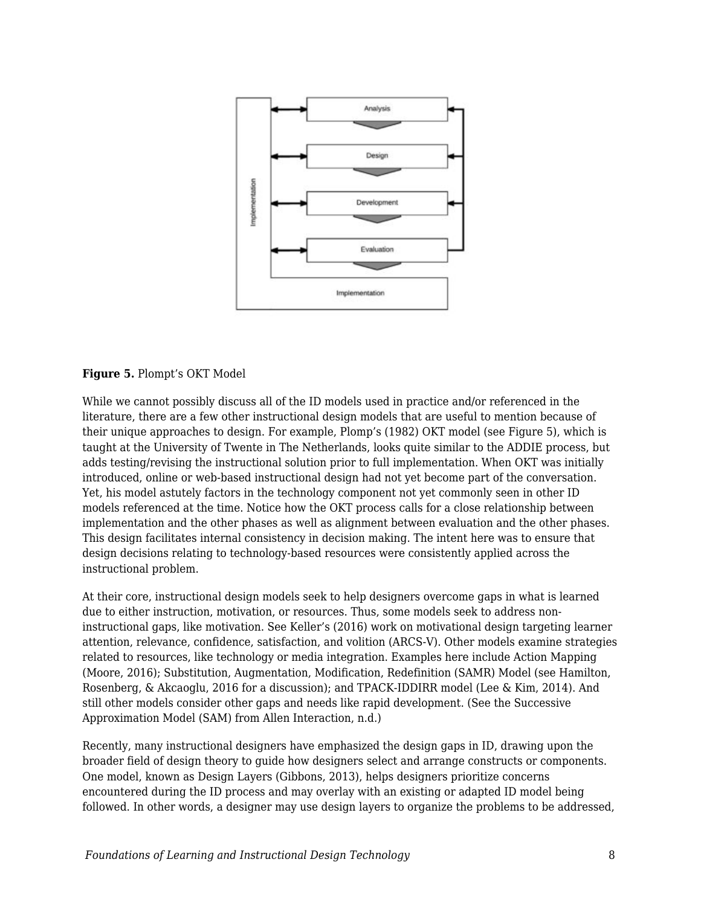**Figure 5.** Plompt's OKT Model

While we cannot possibly discuss all of the ID models used in practice and/or referenced in the literature, there are a few other instructional design models that are useful to mention because of their unique approaches to design. For example, Plomp's (1982) OKT model (see Figure 5), which is taught at the University of Twente in The Netherlands, looks quite similar to the ADDIE process, but adds testing/revising the instructional solution prior to full implementation. When OKT was initially introduced, online or web-based instructional design had not yet become part of the conversation. Yet, his model astutely factors in the technology component not yet commonly seen in other ID models referenced at the time. Notice how the OKT process calls for a close relationship between implementation and the other phases as well as alignment between evaluation and the other phases. This design facilitates internal consistency in decision making. The intent here was to ensure that design decisions relating to technology-based resources were consistently applied across the instructional problem.

At their core, instructional design models seek to help designers overcome gaps in what is learned due to either instruction, motivation, or resources. Thus, some models seek to address non-instructional gaps, like motivation. See Keller's (2016) work on motivational design targeting learner attention, relevance, confidence, satisfaction, and volition (ARCS-V). Other models examine strategies related to resources, like technology or media integration. Examples here include Action Mapping (Moore, 2016); Substitution, Augmentation, Modification, Redefinition (SAMR) Model (see Hamilton, Rosenberg, & Akcaoglu, 2016 for a discussion); and TPACK-IDDIRR model (Lee & Kim, 2014). And still other models consider other gaps and needs like rapid development. (See the Successive Approximation Model (SAM) from Allen Interaction, n.d.)

Recently, many instructional designers have emphasized the design gaps in ID, drawing upon the broader field of design theory to guide how designers select and arrange constructs or components. One model, known as Design Layers (Gibbons, 2013), helps designers prioritize concerns encountered during the ID process and may overlay with an existing or adapted ID model being followed. In other words, a designer may use design layers to organize the problems to be addressed,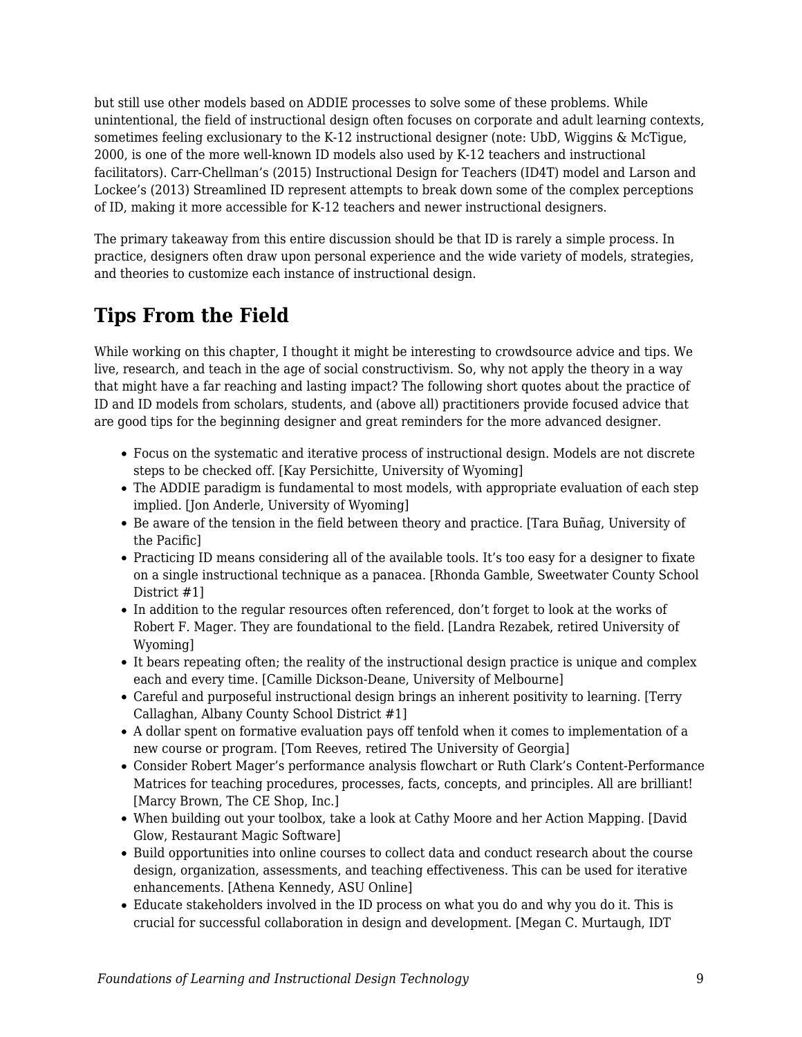but still use other models based on ADDIE processes to solve some of these problems. While unintentional, the field of instructional design often focuses on corporate and adult learning contexts, sometimes feeling exclusionary to the K-12 instructional designer (note: UbD, Wiggins & McTigue, 2000, is one of the more well-known ID models also used by K-12 teachers and instructional facilitators). Carr-Chellman's (2015) Instructional Design for Teachers (ID4T) model and Larson and Lockee's (2013) Streamlined ID represent attempts to break down some of the complex perceptions of ID, making it more accessible for K-12 teachers and newer instructional designers.

The primary takeaway from this entire discussion should be that ID is rarely a simple process. In practice, designers often draw upon personal experience and the wide variety of models, strategies, and theories to customize each instance of instructional design.

## Tips From the Field

While working on this chapter, I thought it might be interesting to crowdsource advice and tips. We live, research, and teach in the age of social constructivism. So, why not apply the theory in a way that might have a far reaching and lasting impact? The following short quotes about the practice of ID and ID models from scholars, students, and (above all) practitioners provide focused advice that are good tips for the beginning designer and great reminders for the more advanced designer.

- Focus on the systematic and iterative process of instructional design. Models are not discrete steps to be checked off. [Kay Persichitte, University of Wyoming]
- The ADDIE paradigm is fundamental to most models, with appropriate evaluation of each step implied. [Jon Anderle, University of Wyoming]
- Be aware of the tension in the field between theory and practice. [Tara Buñag, University of the Pacific]
- Practicing ID means considering all of the available tools. It's too easy for a designer to fixate on a single instructional technique as a panacea. [Rhonda Gamble, Sweetwater County School District #1]
- In addition to the regular resources often referenced, don't forget to look at the works of Robert F. Mager. They are foundational to the field. [Landra Rezabek, retired University of Wyoming]
- It bears repeating often; the reality of the instructional design practice is unique and complex each and every time. [Camille Dickson-Deane, University of Melbourne]
- Careful and purposeful instructional design brings an inherent positivity to learning. [Terry Callaghan, Albany County School District #1]
- A dollar spent on formative evaluation pays off tenfold when it comes to implementation of a new course or program. [Tom Reeves, retired The University of Georgia]
- Consider Robert Mager's performance analysis flowchart or Ruth Clark's Content-Performance Matrices for teaching procedures, processes, facts, concepts, and principles. All are brilliant! [Marcy Brown, The CE Shop, Inc.]
- When building out your toolbox, take a look at Cathy Moore and her Action Mapping. [David Glow, Restaurant Magic Software]
- Build opportunities into online courses to collect data and conduct research about the course design, organization, assessments, and teaching effectiveness. This can be used for iterative enhancements. [Athena Kennedy, ASU Online]
- Educate stakeholders involved in the ID process on what you do and why you do it. This is crucial for successful collaboration in design and development. [Megan C. Murtaugh, IDT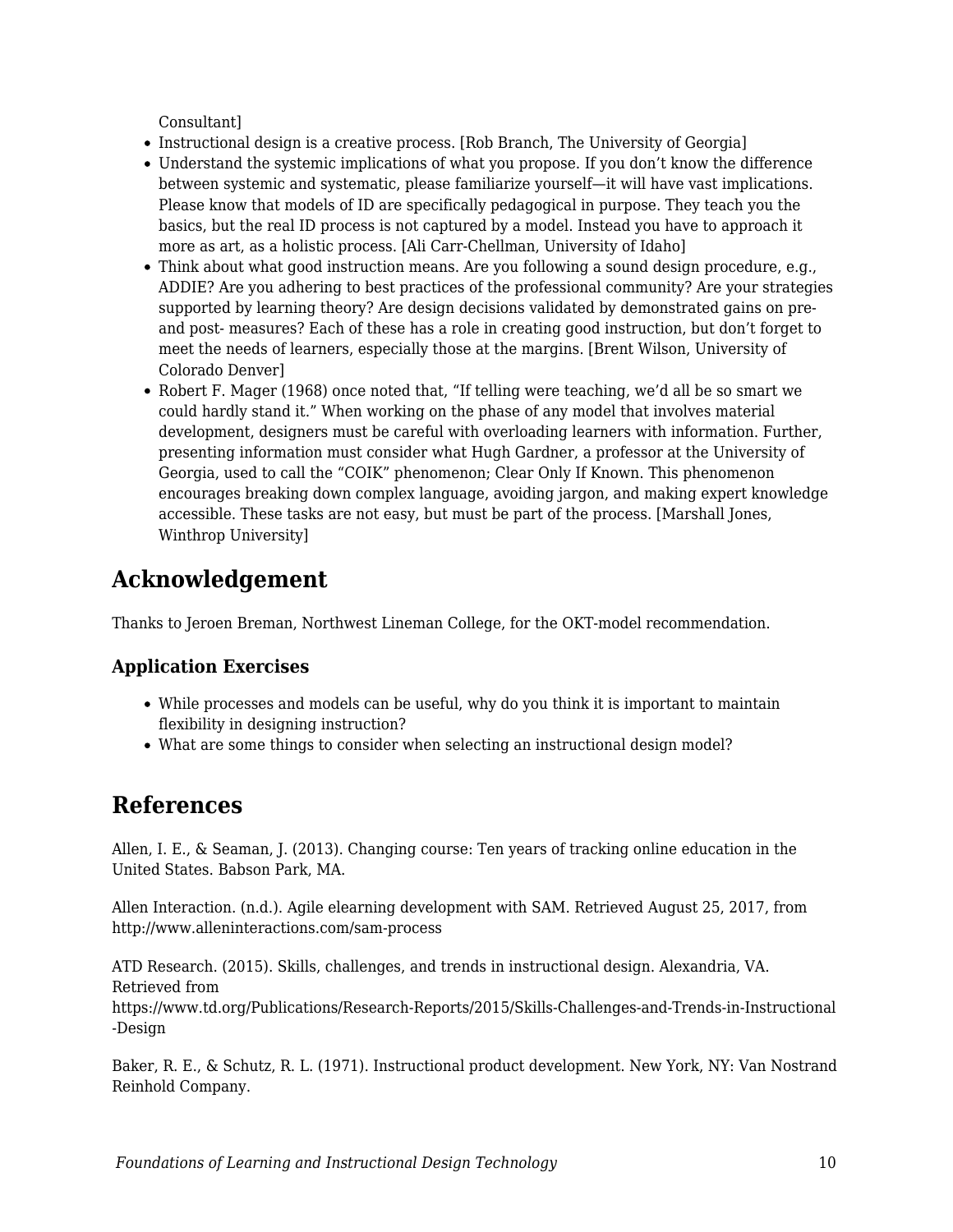Consultant]

- Instructional design is a creative process. [Rob Branch, The University of Georgia]
- Understand the systemic implications of what you propose. If you don't know the difference between systemic and systematic, please familiarize yourself—it will have vast implications. Please know that models of ID are specifically pedagogical in purpose. They teach you the basics, but the real ID process is not captured by a model. Instead you have to approach it more as art, as a holistic process. [Ali Carr-Chellman, University of Idaho]
- Think about what good instruction means. Are you following a sound design procedure, e.g., ADDIE? Are you adhering to best practices of the professional community? Are your strategies supported by learning theory? Are design decisions validated by demonstrated gains on pre- and post- measures? Each of these has a role in creating good instruction, but don't forget to meet the needs of learners, especially those at the margins. [Brent Wilson, University of Colorado Denver]
- Robert F. Mager (1968) once noted that, "If telling were teaching, we'd all be so smart we could hardly stand it." When working on the phase of any model that involves material development, designers must be careful with overloading learners with information. Further, presenting information must consider what Hugh Gardner, a professor at the University of Georgia, used to call the "COIK" phenomenon; Clear Only If Known. This phenomenon encourages breaking down complex language, avoiding jargon, and making expert knowledge accessible. These tasks are not easy, but must be part of the process. [Marshall Jones, Winthrop University]

## Acknowledgement

Thanks to Jeroen Breman, Northwest Lineman College, for the OKT-model recommendation.

### Application Exercises

- While processes and models can be useful, why do you think it is important to maintain flexibility in designing instruction?
- What are some things to consider when selecting an instructional design model?

## References

Allen, I. E., & Seaman, J. (2013). Changing course: Ten years of tracking online education in the United States. Babson Park, MA.

Allen Interaction. (n.d.). Agile elearning development with SAM. Retrieved August 25, 2017, from http://www.alleninteractions.com/sam-process

ATD Research. (2015). Skills, challenges, and trends in instructional design. Alexandria, VA. Retrieved from https://www.td.org/Publications/Research-Reports/2015/Skills-Challenges-and-Trends-in-Instructional-Design

Baker, R. E., & Schutz, R. L. (1971). Instructional product development. New York, NY: Van Nostrand Reinhold Company.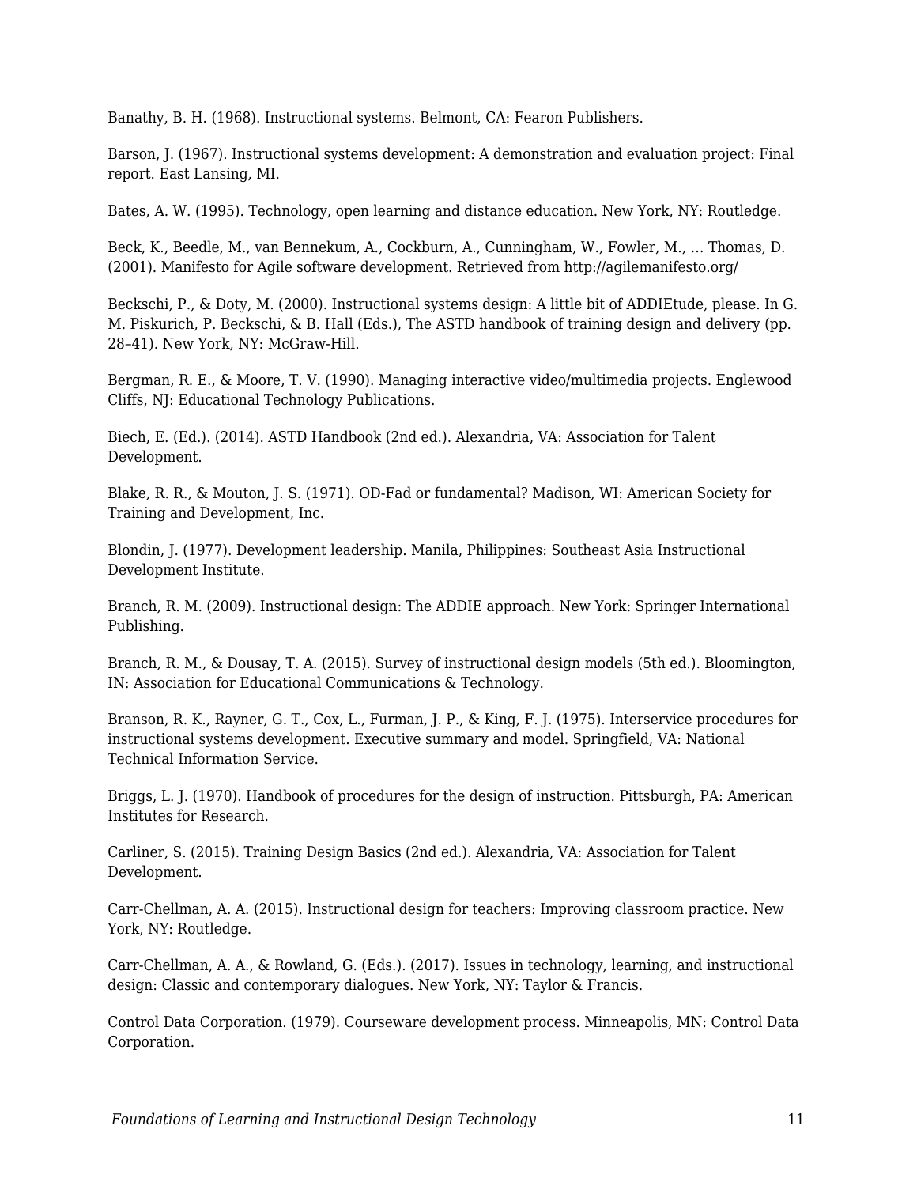Banathy, B. H. (1968). Instructional systems. Belmont, CA: Fearon Publishers.

Barson, J. (1967). Instructional systems development: A demonstration and evaluation project: Final report. East Lansing, MI.

Bates, A. W. (1995). Technology, open learning and distance education. New York, NY: Routledge.

Beck, K., Beedle, M., van Bennekum, A., Cockburn, A., Cunningham, W., Fowler, M., … Thomas, D. (2001). Manifesto for Agile software development. Retrieved from http://agilemanifesto.org/

Beckschi, P., & Doty, M. (2000). Instructional systems design: A little bit of ADDIEtude, please. In G. M. Piskurich, P. Beckschi, & B. Hall (Eds.), The ASTD handbook of training design and delivery (pp. 28–41). New York, NY: McGraw-Hill.

Bergman, R. E., & Moore, T. V. (1990). Managing interactive video/multimedia projects. Englewood Cliffs, NJ: Educational Technology Publications.

Biech, E. (Ed.). (2014). ASTD Handbook (2nd ed.). Alexandria, VA: Association for Talent Development.

Blake, R. R., & Mouton, J. S. (1971). OD-Fad or fundamental? Madison, WI: American Society for Training and Development, Inc.

Blondin, J. (1977). Development leadership. Manila, Philippines: Southeast Asia Instructional Development Institute.

Branch, R. M. (2009). Instructional design: The ADDIE approach. New York: Springer International Publishing.

Branch, R. M., & Dousay, T. A. (2015). Survey of instructional design models (5th ed.). Bloomington, IN: Association for Educational Communications & Technology.

Branson, R. K., Rayner, G. T., Cox, L., Furman, J. P., & King, F. J. (1975). Interservice procedures for instructional systems development. Executive summary and model. Springfield, VA: National Technical Information Service.

Briggs, L. J. (1970). Handbook of procedures for the design of instruction. Pittsburgh, PA: American Institutes for Research.

Carliner, S. (2015). Training Design Basics (2nd ed.). Alexandria, VA: Association for Talent Development.

Carr-Chellman, A. A. (2015). Instructional design for teachers: Improving classroom practice. New York, NY: Routledge.

Carr-Chellman, A. A., & Rowland, G. (Eds.). (2017). Issues in technology, learning, and instructional design: Classic and contemporary dialogues. New York, NY: Taylor & Francis.

Control Data Corporation. (1979). Courseware development process. Minneapolis, MN: Control Data Corporation.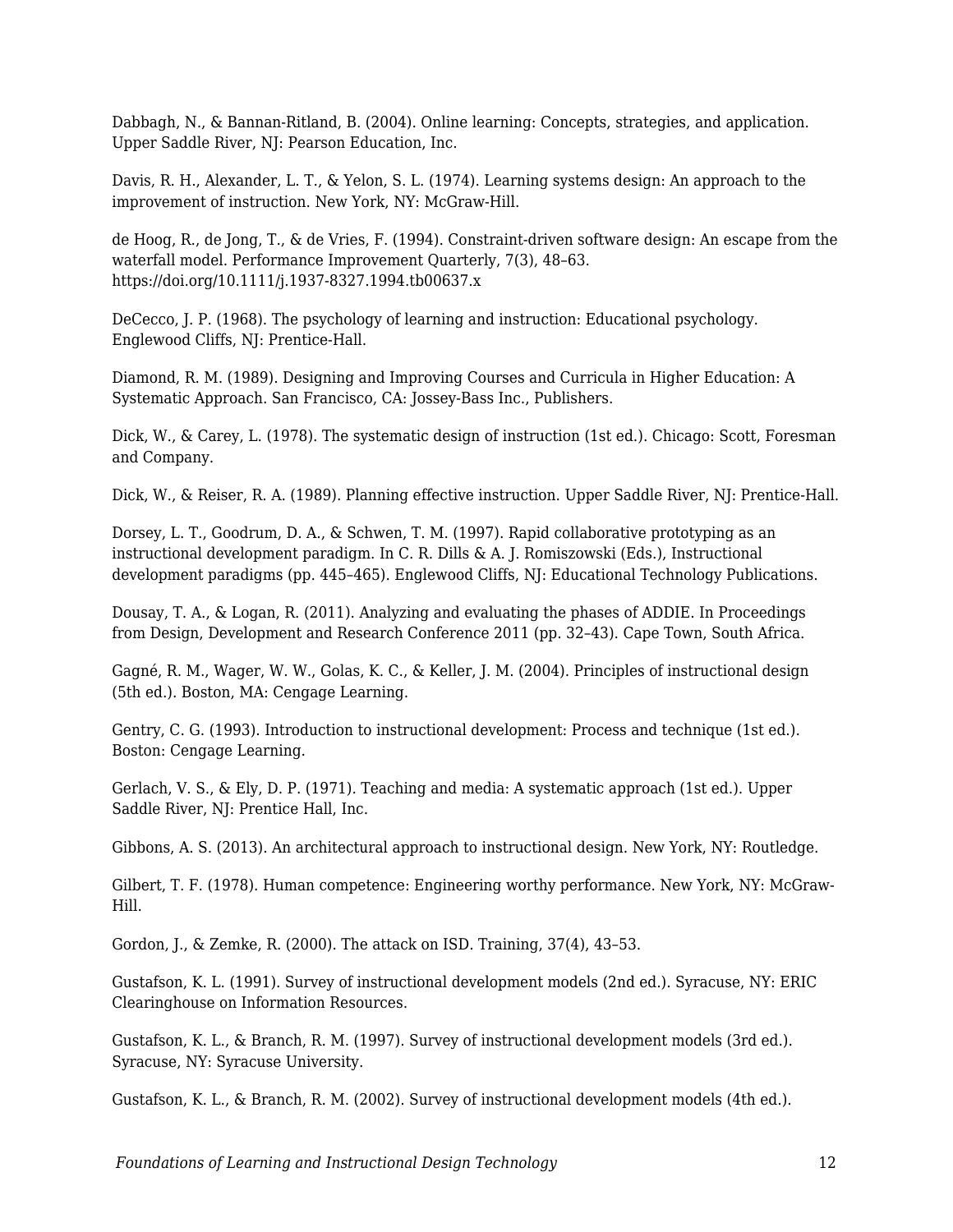Dabbagh, N., & Bannan-Ritland, B. (2004). Online learning: Concepts, strategies, and application. Upper Saddle River, NJ: Pearson Education, Inc.

Davis, R. H., Alexander, L. T., & Yelon, S. L. (1974). Learning systems design: An approach to the improvement of instruction. New York, NY: McGraw-Hill.

de Hoog, R., de Jong, T., & de Vries, F. (1994). Constraint-driven software design: An escape from the waterfall model. Performance Improvement Quarterly, 7(3), 48–63. https://doi.org/10.1111/j.1937-8327.1994.tb00637.x

DeCecco, J. P. (1968). The psychology of learning and instruction: Educational psychology. Englewood Cliffs, NJ: Prentice-Hall.

Diamond, R. M. (1989). Designing and Improving Courses and Curricula in Higher Education: A Systematic Approach. San Francisco, CA: Jossey-Bass Inc., Publishers.

Dick, W., & Carey, L. (1978). The systematic design of instruction (1st ed.). Chicago: Scott, Foresman and Company.

Dick, W., & Reiser, R. A. (1989). Planning effective instruction. Upper Saddle River, NJ: Prentice-Hall.

Dorsey, L. T., Goodrum, D. A., & Schwen, T. M. (1997). Rapid collaborative prototyping as an instructional development paradigm. In C. R. Dills & A. J. Romiszowski (Eds.), Instructional development paradigms (pp. 445–465). Englewood Cliffs, NJ: Educational Technology Publications.

Dousay, T. A., & Logan, R. (2011). Analyzing and evaluating the phases of ADDIE. In Proceedings from Design, Development and Research Conference 2011 (pp. 32–43). Cape Town, South Africa.

Gagné, R. M., Wager, W. W., Golas, K. C., & Keller, J. M. (2004). Principles of instructional design (5th ed.). Boston, MA: Cengage Learning.

Gentry, C. G. (1993). Introduction to instructional development: Process and technique (1st ed.). Boston: Cengage Learning.

Gerlach, V. S., & Ely, D. P. (1971). Teaching and media: A systematic approach (1st ed.). Upper Saddle River, NJ: Prentice Hall, Inc.

Gibbons, A. S. (2013). An architectural approach to instructional design. New York, NY: Routledge.

Gilbert, T. F. (1978). Human competence: Engineering worthy performance. New York, NY: McGraw-Hill.

Gordon, J., & Zemke, R. (2000). The attack on ISD. Training, 37(4), 43–53.

Gustafson, K. L. (1991). Survey of instructional development models (2nd ed.). Syracuse, NY: ERIC Clearinghouse on Information Resources.

Gustafson, K. L., & Branch, R. M. (1997). Survey of instructional development models (3rd ed.). Syracuse, NY: Syracuse University.

Gustafson, K. L., & Branch, R. M. (2002). Survey of instructional development models (4th ed.).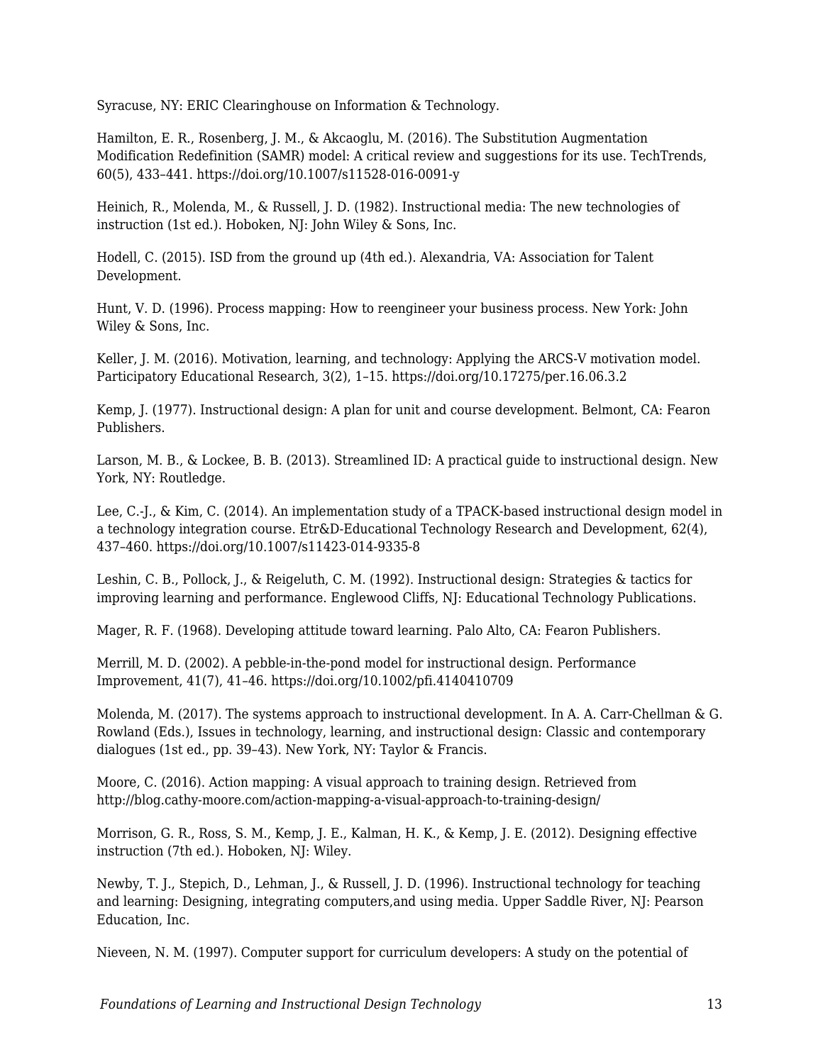Syracuse, NY: ERIC Clearinghouse on Information & Technology.

Hamilton, E. R., Rosenberg, J. M., & Akcaoglu, M. (2016). The Substitution Augmentation Modification Redefinition (SAMR) model: A critical review and suggestions for its use. TechTrends, 60(5), 433–441. https://doi.org/10.1007/s11528-016-0091-y

Heinich, R., Molenda, M., & Russell, J. D. (1982). Instructional media: The new technologies of instruction (1st ed.). Hoboken, NJ: John Wiley & Sons, Inc.

Hodell, C. (2015). ISD from the ground up (4th ed.). Alexandria, VA: Association for Talent Development.

Hunt, V. D. (1996). Process mapping: How to reengineer your business process. New York: John Wiley & Sons, Inc.

Keller, J. M. (2016). Motivation, learning, and technology: Applying the ARCS-V motivation model. Participatory Educational Research, 3(2), 1–15. https://doi.org/10.17275/per.16.06.3.2

Kemp, J. (1977). Instructional design: A plan for unit and course development. Belmont, CA: Fearon Publishers.

Larson, M. B., & Lockee, B. B. (2013). Streamlined ID: A practical guide to instructional design. New York, NY: Routledge.

Lee, C.-J., & Kim, C. (2014). An implementation study of a TPACK-based instructional design model in a technology integration course. Etr&D-Educational Technology Research and Development, 62(4), 437–460. https://doi.org/10.1007/s11423-014-9335-8

Leshin, C. B., Pollock, J., & Reigeluth, C. M. (1992). Instructional design: Strategies & tactics for improving learning and performance. Englewood Cliffs, NJ: Educational Technology Publications.

Mager, R. F. (1968). Developing attitude toward learning. Palo Alto, CA: Fearon Publishers.

Merrill, M. D. (2002). A pebble-in-the-pond model for instructional design. Performance Improvement, 41(7), 41–46. https://doi.org/10.1002/pfi.4140410709

Molenda, M. (2017). The systems approach to instructional development. In A. A. Carr-Chellman & G. Rowland (Eds.), Issues in technology, learning, and instructional design: Classic and contemporary dialogues (1st ed., pp. 39–43). New York, NY: Taylor & Francis.

Moore, C. (2016). Action mapping: A visual approach to training design. Retrieved from http://blog.cathy-moore.com/action-mapping-a-visual-approach-to-training-design/

Morrison, G. R., Ross, S. M., Kemp, J. E., Kalman, H. K., & Kemp, J. E. (2012). Designing effective instruction (7th ed.). Hoboken, NJ: Wiley.

Newby, T. J., Stepich, D., Lehman, J., & Russell, J. D. (1996). Instructional technology for teaching and learning: Designing, integrating computers,and using media. Upper Saddle River, NJ: Pearson Education, Inc.

Nieveen, N. M. (1997). Computer support for curriculum developers: A study on the potential of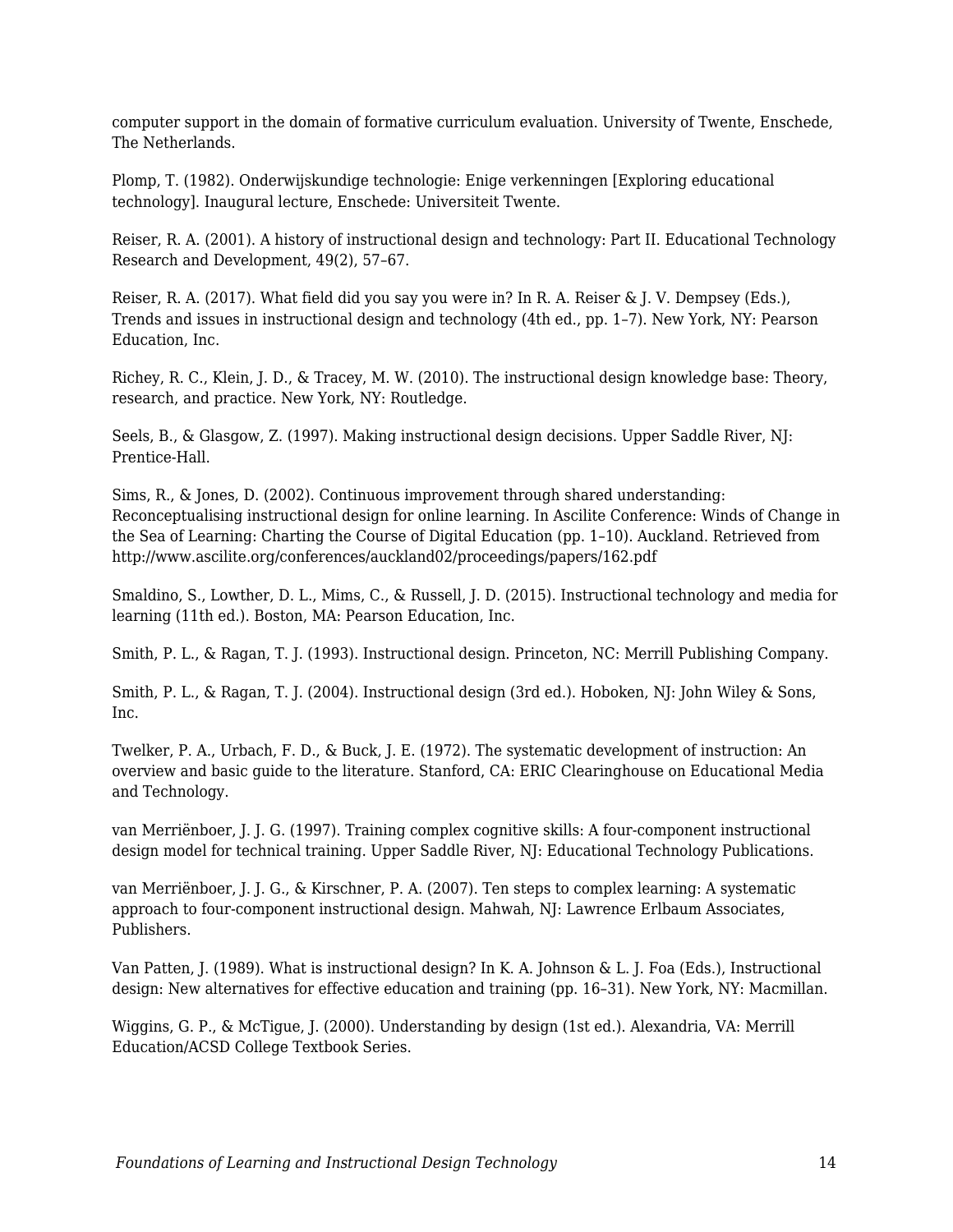computer support in the domain of formative curriculum evaluation. University of Twente, Enschede, The Netherlands.

Plomp, T. (1982). Onderwijskundige technologie: Enige verkenningen [Exploring educational technology]. Inaugural lecture, Enschede: Universiteit Twente.

Reiser, R. A. (2001). A history of instructional design and technology: Part II. Educational Technology Research and Development, 49(2), 57–67.

Reiser, R. A. (2017). What field did you say you were in? In R. A. Reiser & J. V. Dempsey (Eds.), Trends and issues in instructional design and technology (4th ed., pp. 1–7). New York, NY: Pearson Education, Inc.

Richey, R. C., Klein, J. D., & Tracey, M. W. (2010). The instructional design knowledge base: Theory, research, and practice. New York, NY: Routledge.

Seels, B., & Glasgow, Z. (1997). Making instructional design decisions. Upper Saddle River, NJ: Prentice-Hall.

Sims, R., & Jones, D. (2002). Continuous improvement through shared understanding: Reconceptualising instructional design for online learning. In Ascilite Conference: Winds of Change in the Sea of Learning: Charting the Course of Digital Education (pp. 1–10). Auckland. Retrieved from http://www.ascilite.org/conferences/auckland02/proceedings/papers/162.pdf

Smaldino, S., Lowther, D. L., Mims, C., & Russell, J. D. (2015). Instructional technology and media for learning (11th ed.). Boston, MA: Pearson Education, Inc.

Smith, P. L., & Ragan, T. J. (1993). Instructional design. Princeton, NC: Merrill Publishing Company.

Smith, P. L., & Ragan, T. J. (2004). Instructional design (3rd ed.). Hoboken, NJ: John Wiley & Sons, Inc.

Twelker, P. A., Urbach, F. D., & Buck, J. E. (1972). The systematic development of instruction: An overview and basic guide to the literature. Stanford, CA: ERIC Clearinghouse on Educational Media and Technology.

van Merriënboer, J. J. G. (1997). Training complex cognitive skills: A four-component instructional design model for technical training. Upper Saddle River, NJ: Educational Technology Publications.

van Merriënboer, J. J. G., & Kirschner, P. A. (2007). Ten steps to complex learning: A systematic approach to four-component instructional design. Mahwah, NJ: Lawrence Erlbaum Associates, Publishers.

Van Patten, J. (1989). What is instructional design? In K. A. Johnson & L. J. Foa (Eds.), Instructional design: New alternatives for effective education and training (pp. 16–31). New York, NY: Macmillan.

Wiggins, G. P., & McTigue, J. (2000). Understanding by design (1st ed.). Alexandria, VA: Merrill Education/ACSD College Textbook Series.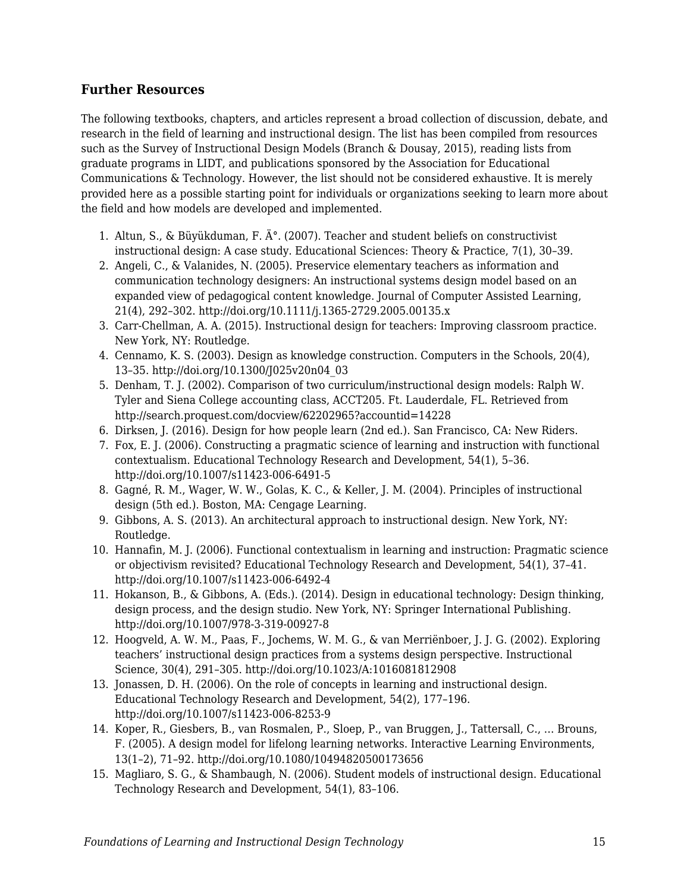## Further Resources

The following textbooks, chapters, and articles represent a broad collection of discussion, debate, and research in the field of learning and instructional design. The list has been compiled from resources such as the Survey of Instructional Design Models (Branch & Dousay, 2015), reading lists from graduate programs in LIDT, and publications sponsored by the Association for Educational Communications & Technology. However, the list should not be considered exhaustive. It is merely provided here as a possible starting point for individuals or organizations seeking to learn more about the field and how models are developed and implemented.

1. Altun, S., & Büyükduman, F. Ä°. (2007). Teacher and student beliefs on constructivist instructional design: A case study. Educational Sciences: Theory & Practice, 7(1), 30–39.
2. Angeli, C., & Valanides, N. (2005). Preservice elementary teachers as information and communication technology designers: An instructional systems design model based on an expanded view of pedagogical content knowledge. Journal of Computer Assisted Learning, 21(4), 292–302. http://doi.org/10.1111/j.1365-2729.2005.00135.x
3. Carr-Chellman, A. A. (2015). Instructional design for teachers: Improving classroom practice. New York, NY: Routledge.
4. Cennamo, K. S. (2003). Design as knowledge construction. Computers in the Schools, 20(4), 13–35. http://doi.org/10.1300/J025v20n04_03
5. Denham, T. J. (2002). Comparison of two curriculum/instructional design models: Ralph W. Tyler and Siena College accounting class, ACCT205. Ft. Lauderdale, FL. Retrieved from http://search.proquest.com/docview/62202965?accountid=14228
6. Dirksen, J. (2016). Design for how people learn (2nd ed.). San Francisco, CA: New Riders.
7. Fox, E. J. (2006). Constructing a pragmatic science of learning and instruction with functional contextualism. Educational Technology Research and Development, 54(1), 5–36. http://doi.org/10.1007/s11423-006-6491-5
8. Gagné, R. M., Wager, W. W., Golas, K. C., & Keller, J. M. (2004). Principles of instructional design (5th ed.). Boston, MA: Cengage Learning.
9. Gibbons, A. S. (2013). An architectural approach to instructional design. New York, NY: Routledge.
10. Hannafin, M. J. (2006). Functional contextualism in learning and instruction: Pragmatic science or objectivism revisited? Educational Technology Research and Development, 54(1), 37–41. http://doi.org/10.1007/s11423-006-6492-4
11. Hokanson, B., & Gibbons, A. (Eds.). (2014). Design in educational technology: Design thinking, design process, and the design studio. New York, NY: Springer International Publishing. http://doi.org/10.1007/978-3-319-00927-8
12. Hoogveld, A. W. M., Paas, F., Jochems, W. M. G., & van Merriënboer, J. J. G. (2002). Exploring teachers' instructional design practices from a systems design perspective. Instructional Science, 30(4), 291–305. http://doi.org/10.1023/A:1016081812908
13. Jonassen, D. H. (2006). On the role of concepts in learning and instructional design. Educational Technology Research and Development, 54(2), 177–196. http://doi.org/10.1007/s11423-006-8253-9
14. Koper, R., Giesbers, B., van Rosmalen, P., Sloep, P., van Bruggen, J., Tattersall, C., … Brouns, F. (2005). A design model for lifelong learning networks. Interactive Learning Environments, 13(1–2), 71–92. http://doi.org/10.1080/10494820500173656
15. Magliaro, S. G., & Shambaugh, N. (2006). Student models of instructional design. Educational Technology Research and Development, 54(1), 83–106.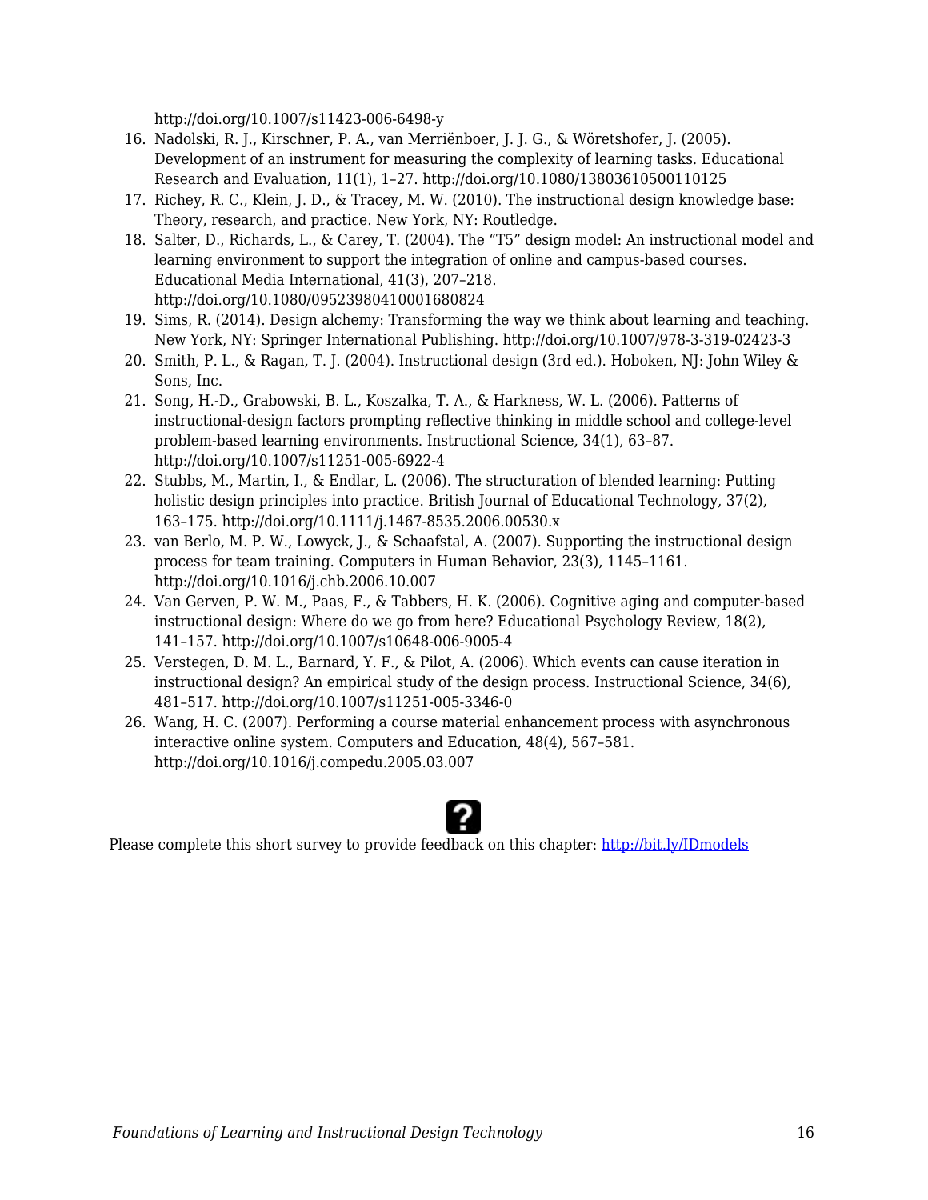http://doi.org/10.1007/s11423-006-6498-y

16. Nadolski, R. J., Kirschner, P. A., van Merriënboer, J. J. G., & Wöretshofer, J. (2005). Development of an instrument for measuring the complexity of learning tasks. Educational Research and Evaluation, 11(1), 1–27. http://doi.org/10.1080/13803610500110125
17. Richey, R. C., Klein, J. D., & Tracey, M. W. (2010). The instructional design knowledge base: Theory, research, and practice. New York, NY: Routledge.
18. Salter, D., Richards, L., & Carey, T. (2004). The "T5" design model: An instructional model and learning environment to support the integration of online and campus-based courses. Educational Media International, 41(3), 207–218. http://doi.org/10.1080/09523980410001680824
19. Sims, R. (2014). Design alchemy: Transforming the way we think about learning and teaching. New York, NY: Springer International Publishing. http://doi.org/10.1007/978-3-319-02423-3
20. Smith, P. L., & Ragan, T. J. (2004). Instructional design (3rd ed.). Hoboken, NJ: John Wiley & Sons, Inc.
21. Song, H.-D., Grabowski, B. L., Koszalka, T. A., & Harkness, W. L. (2006). Patterns of instructional-design factors prompting reflective thinking in middle school and college-level problem-based learning environments. Instructional Science, 34(1), 63–87. http://doi.org/10.1007/s11251-005-6922-4
22. Stubbs, M., Martin, I., & Endlar, L. (2006). The structuration of blended learning: Putting holistic design principles into practice. British Journal of Educational Technology, 37(2), 163–175. http://doi.org/10.1111/j.1467-8535.2006.00530.x
23. van Berlo, M. P. W., Lowyck, J., & Schaafstal, A. (2007). Supporting the instructional design process for team training. Computers in Human Behavior, 23(3), 1145–1161. http://doi.org/10.1016/j.chb.2006.10.007
24. Van Gerven, P. W. M., Paas, F., & Tabbers, H. K. (2006). Cognitive aging and computer-based instructional design: Where do we go from here? Educational Psychology Review, 18(2), 141–157. http://doi.org/10.1007/s10648-006-9005-4
25. Verstegen, D. M. L., Barnard, Y. F., & Pilot, A. (2006). Which events can cause iteration in instructional design? An empirical study of the design process. Instructional Science, 34(6), 481–517. http://doi.org/10.1007/s11251-005-3346-0
26. Wang, H. C. (2007). Performing a course material enhancement process with asynchronous interactive online system. Computers and Education, 48(4), 567–581. http://doi.org/10.1016/j.compedu.2005.03.007

Please complete this short survey to provide feedback on this chapter: [http://bit.ly/IDmodels](http://bit.ly/IDmodels)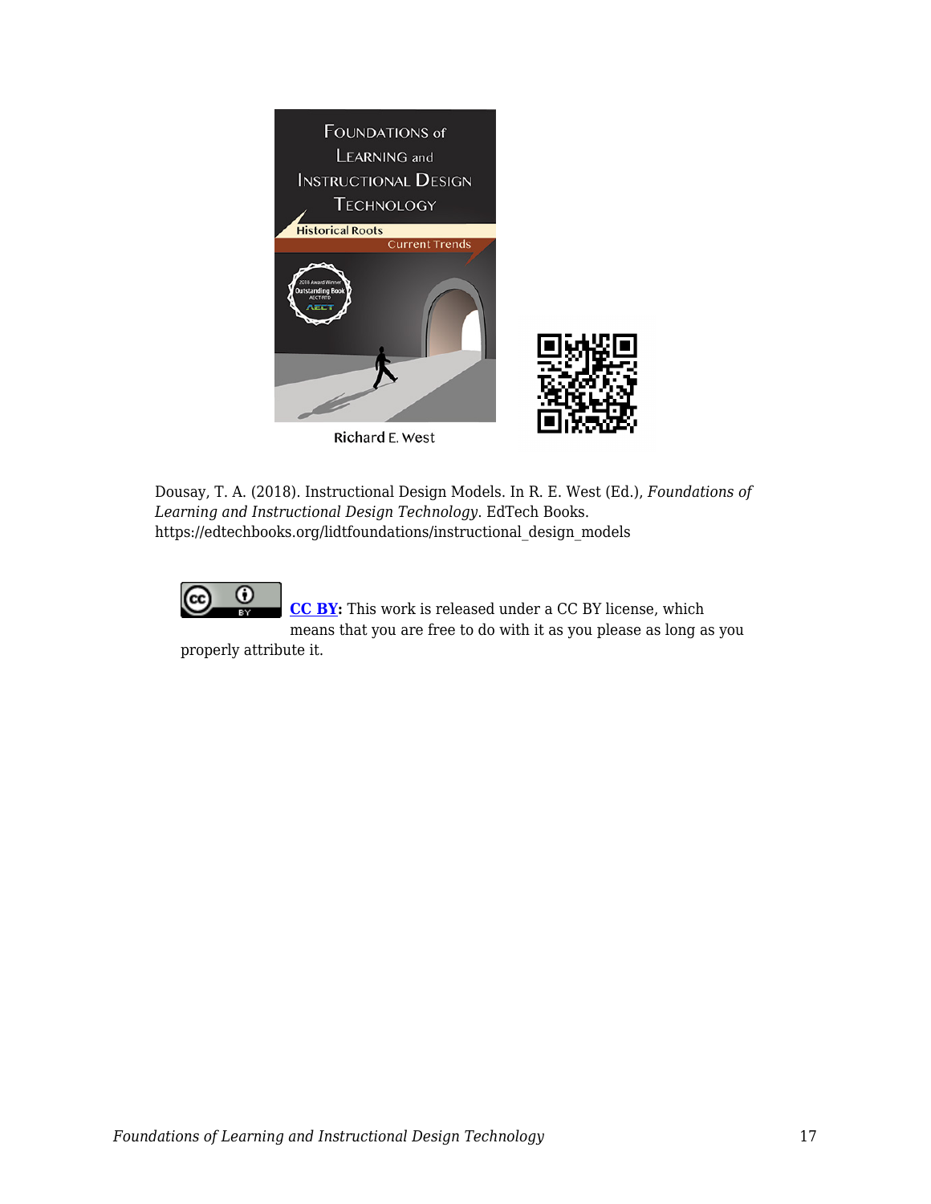Dousay, T. A. (2018). Instructional Design Models. In R. E. West (Ed.), *Foundations of Learning and Instructional Design Technology*. EdTech Books. https://edtechbooks.org/lidtfoundations/instructional_design_models

**CC BY:** This work is released under a CC BY license, which means that you are free to do with it as you please as long as you properly attribute it.